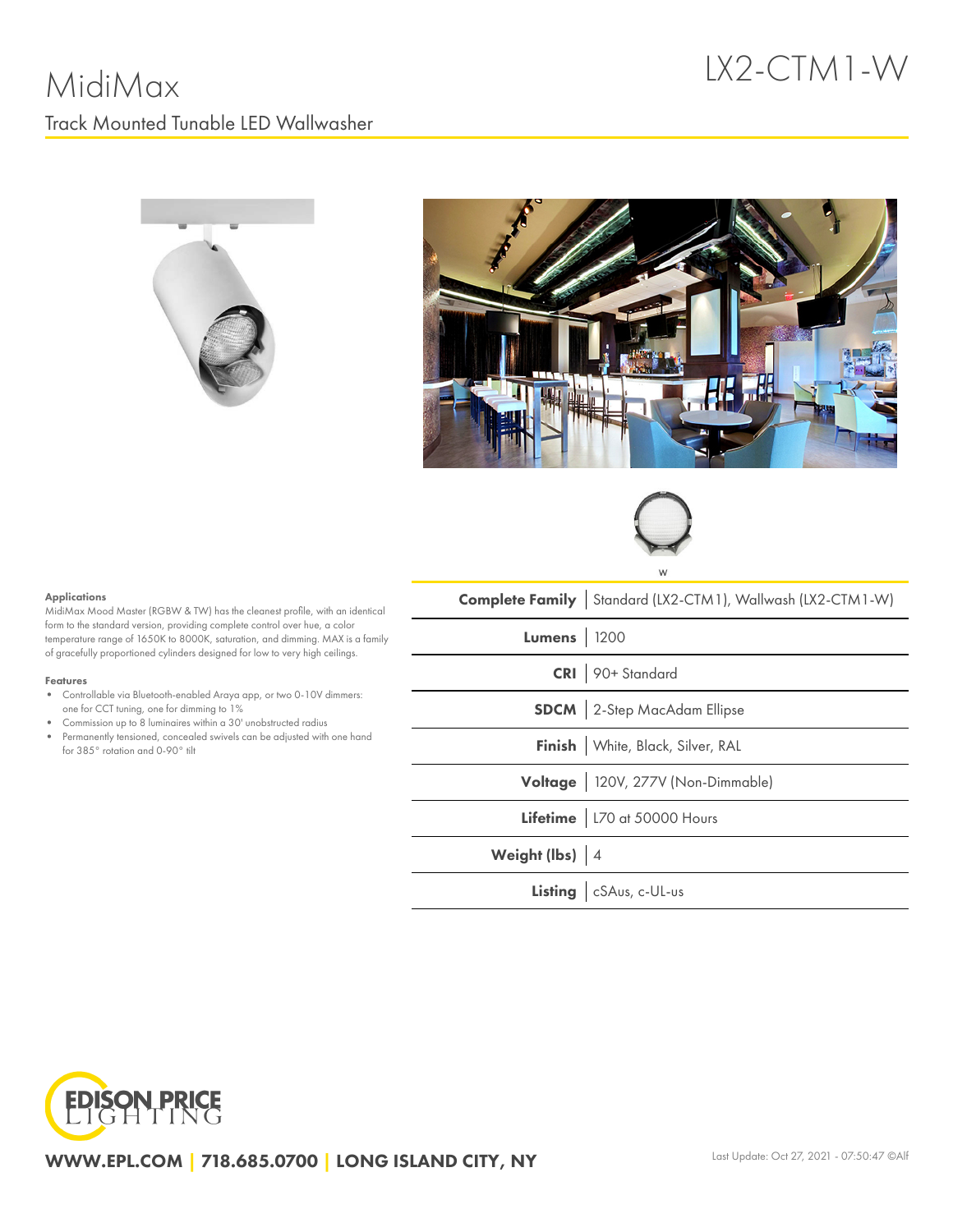# MidiMax

LX2-CTM1-W

Track Mounted Tunable LED Wallwasher

W

### Applications

MidiMax Mood Master (RGBW & TW) has the cleanest profile, with an identical form to the standard version, providing complete control over hue, a color temperature range of 1650K to 8000K, saturation, and dimming. MAX is a family of gracefully proportioned cylinders designed for low to very high ceilings.

### Features

- Controllable via Bluetooth-enabled Araya app, or two 0-10V dimmers: one for CCT tuning, one for dimming to 1%
- Commission up to 8 luminaires within a 30' unobstructed radius
- Permanently tensioned, concealed swivels can be adjusted with one hand for 385° rotation and 0-90° tilt

| | |
|---|---|
| **Complete Family** | Standard (LX2-CTM1), Wallwash (LX2-CTM1-W) |
| **Lumens** | 1200 |
| **CRI** | 90+ Standard |
| **SDCM** | 2-Step MacAdam Ellipse |
| **Finish** | White, Black, Silver, RAL |
| **Voltage** | 120V, 277V (Non-Dimmable) |
| **Lifetime** | L70 at 50000 Hours |
| **Weight (lbs)** | 4 |
| **Listing** | cSAus, c-UL-us |

EDISON PRICE LIGHTING

WWW.EPL.COM | 718.685.0700 | LONG ISLAND CITY, NY

Last Update: Oct 27, 2021 - 07:50:47 ©Alf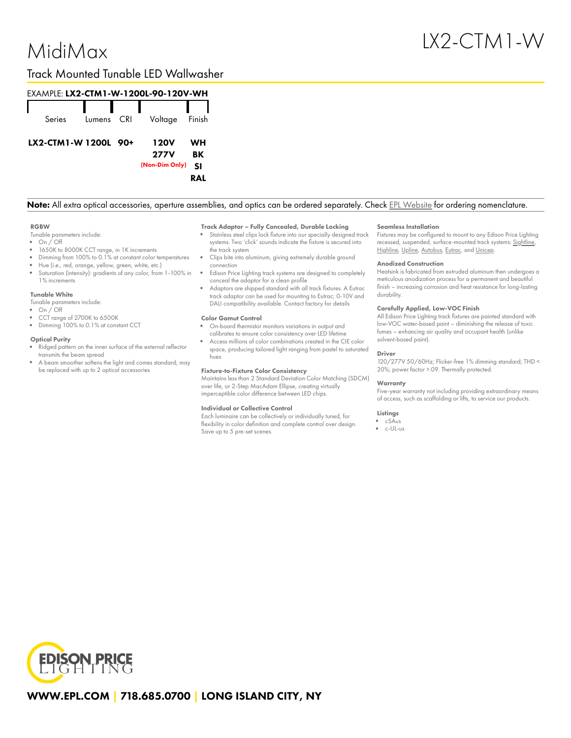# MidiMax

LX2-CTM1-W

## Track Mounted Tunable LED Wallwasher

EXAMPLE: **LX2-CTM1-W-1200L-90-120V-WH**

| Series | Lumens | CRI | Voltage | Finish |
|---|---|---|---|---|
| **LX2-CTM1-W** | **1200L** | **90+** | **120V** | **WH** |
| | | | **277V** | **BK** |
| | | | **(Non-Dim Only)** | **SI** |
| | | | | **RAL** |

**Note:** All extra optical accessories, aperture assemblies, and optics can be ordered separately. Check EPL Website for ordering nomenclature.

#### RGBW

Tunable parameters include:

- On / Off
- 1650K to 8000K CCT range, in 1K increments
- Dimming from 100% to 0.1% at constant color temperatures
- Hue (i.e., red, orange, yellow, green, white, etc.)
- Saturation (intensity): gradients of any color, from 1-100% in 1% increments

#### Tunable White

Tunable parameters include:

- On / Off
- CCT range of 2700K to 6500K
- Dimming 100% to 0.1% at constant CCT

#### Optical Purity

- Ridged pattern on the inner surface of the external reflector transmits the beam spread
- A beam smoother softens the light and comes standard; may be replaced with up to 2 optical accessories

#### Track Adaptor – Fully Concealed, Durable Locking

- Stainless steel clips lock fixture into our specially designed track systems. Two 'click' sounds indicate the fixture is secured into the track system
- Clips bite into aluminum, giving extremely durable ground connection
- Edison Price Lighting track systems are designed to completely conceal the adaptor for a clean profile
- Adaptors are shipped standard with all track fixtures. A Eutrac track adaptor can be used for mounting to Eutrac; 0-10V and DALI compatibility available. Contact factory for details

#### Color Gamut Control

- On-board thermistor monitors variations in output and calibrates to ensure color consistency over LED lifetime
- Access millions of color combinations created in the CIE color space, producing tailored light ranging from pastel to saturated hues

#### Fixture-to-Fixture Color Consistency

Maintains less than 2 Standard Deviation Color Matching (SDCM) over life, or 2-Step MacAdam Ellipse, creating virtually imperceptible color difference between LED chips.

#### Individual or Collective Control

Each luminaire can be collectively or individually tuned, for flexibility in color definition and complete control over design. Save up to 5 pre-set scenes.

#### Seamless Installation

Fixtures may be configured to mount to any Edison Price Lighting recessed, suspended, surface-mounted track systems: Sightline, Highline, Upline, Autobus, Eutrac, and Unicep.

#### Anodized Construction

Heatsink is fabricated from extruded aluminum then undergoes a meticulous anodization process for a permanent and beautiful finish – increasing corrosion and heat resistance for long-lasting durability.

#### Carefully Applied, Low-VOC Finish

All Edison Price Lighting track fixtures are painted standard with low-VOC water-based paint – diminishing the release of toxic fumes – enhancing air quality and occupant health (unlike solvent-based paint).

#### Driver

120/277V 50/60Hz; Flicker-free 1% dimming standard; THD < 20%; power factor >.09. Thermally protected.

#### Warranty

Five-year warranty not including providing extraordinary means of access, such as scaffolding or lifts, to service our products.

#### Listings

- cSAus
- c-UL-us

EDISON PRICE LIGHTING

**WWW.EPL.COM | 718.685.0700 | LONG ISLAND CITY, NY**